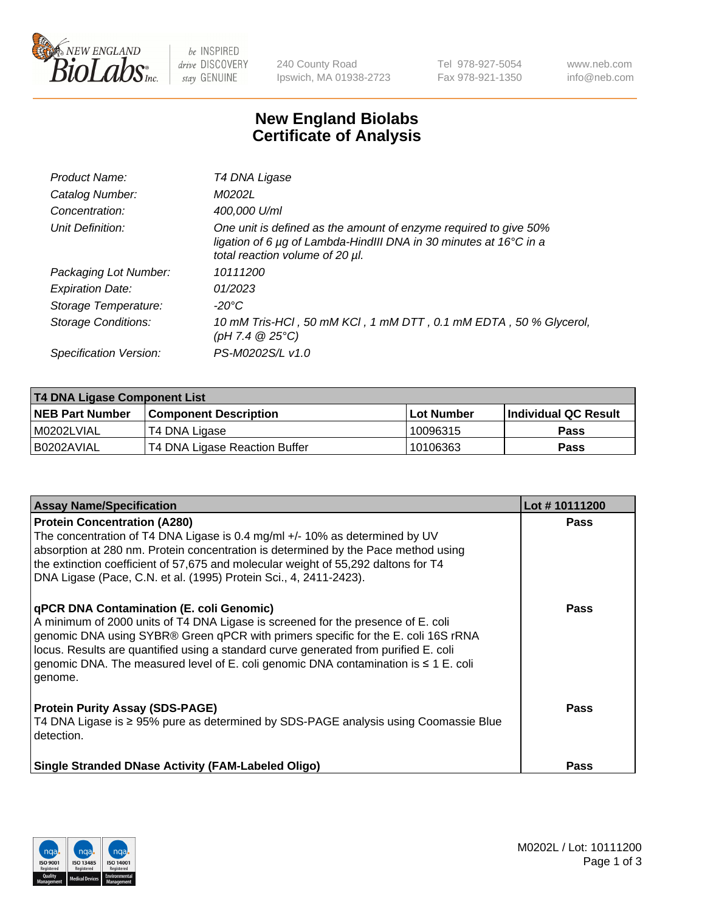# New England Biolabs Certificate of Analysis

| | |
|---|---|
| *Product Name:* | *T4 DNA Ligase* |
| *Catalog Number:* | *M0202L* |
| *Concentration:* | *400,000 U/ml* |
| *Unit Definition:* | *One unit is defined as the amount of enzyme required to give 50% ligation of 6 µg of Lambda-HindIII DNA in 30 minutes at 16°C in a total reaction volume of 20 µl.* |
| *Packaging Lot Number:* | *10111200* |
| *Expiration Date:* | *01/2023* |
| *Storage Temperature:* | *-20°C* |
| *Storage Conditions:* | *10 mM Tris-HCl , 50 mM KCl , 1 mM DTT , 0.1 mM EDTA , 50 % Glycerol, (pH 7.4 @ 25°C)* |
| *Specification Version:* | *PS-M0202S/L v1.0* |

| T4 DNA Ligase Component List | | | |
|---|---|---|---|
| **NEB Part Number** | **Component Description** | **Lot Number** | **Individual QC Result** |
| M0202LVIAL | T4 DNA Ligase | 10096315 | **Pass** |
| B0202AVIAL | T4 DNA Ligase Reaction Buffer | 10106363 | **Pass** |

| Assay Name/Specification | Lot # 10111200 |
|---|---|
| **Protein Concentration (A280)**<br>The concentration of T4 DNA Ligase is 0.4 mg/ml +/- 10% as determined by UV absorption at 280 nm. Protein concentration is determined by the Pace method using the extinction coefficient of 57,675 and molecular weight of 55,292 daltons for T4 DNA Ligase (Pace, C.N. et al. (1995) Protein Sci., 4, 2411-2423). | **Pass** |
| **qPCR DNA Contamination (E. coli Genomic)**<br>A minimum of 2000 units of T4 DNA Ligase is screened for the presence of E. coli genomic DNA using SYBR® Green qPCR with primers specific for the E. coli 16S rRNA locus. Results are quantified using a standard curve generated from purified E. coli genomic DNA. The measured level of E. coli genomic DNA contamination is ≤ 1 E. coli genome. | **Pass** |
| **Protein Purity Assay (SDS-PAGE)**<br>T4 DNA Ligase is ≥ 95% pure as determined by SDS-PAGE analysis using Coomassie Blue detection. | **Pass** |
| **Single Stranded DNase Activity (FAM-Labeled Oligo)** | **Pass** |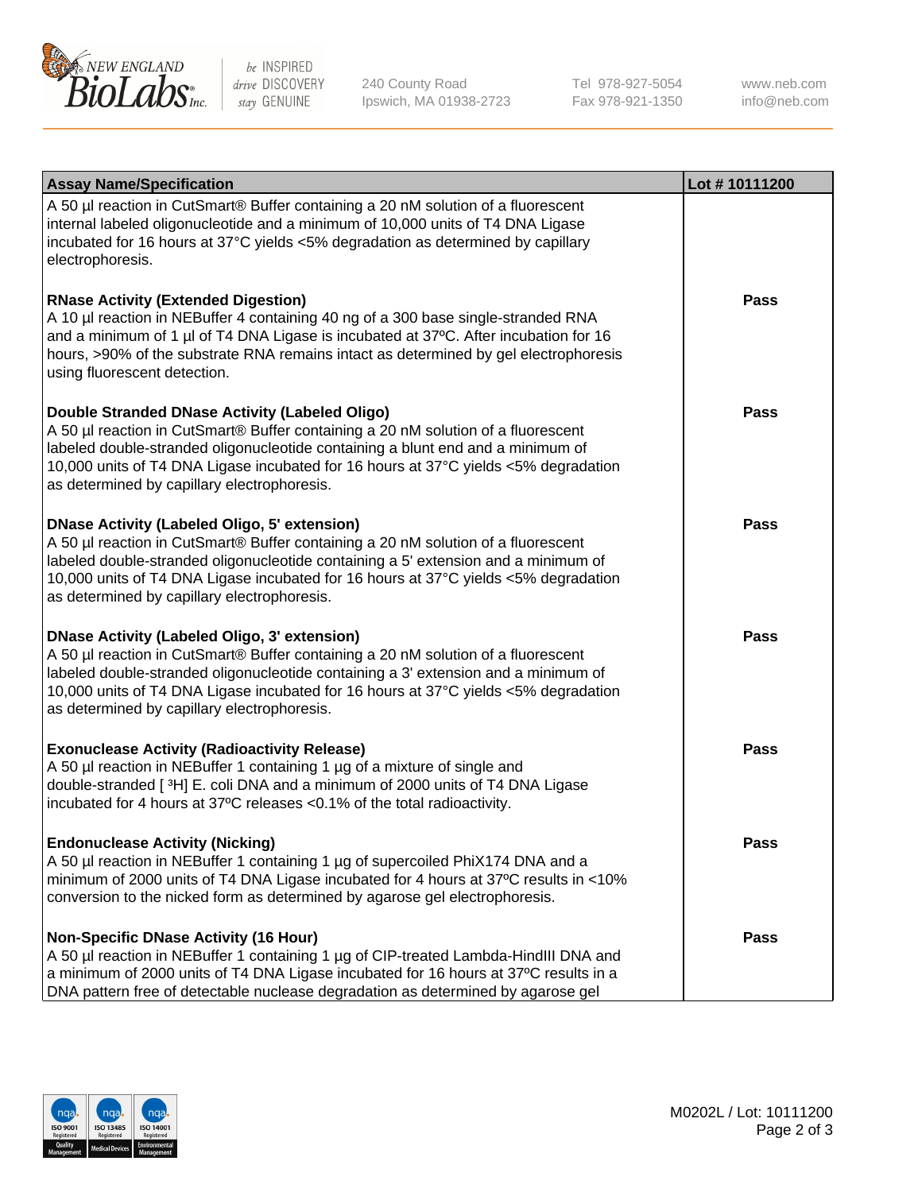| Assay Name/Specification | Lot # 10111200 |
|---|---|
| A 50 µl reaction in CutSmart® Buffer containing a 20 nM solution of a fluorescent internal labeled oligonucleotide and a minimum of 10,000 units of T4 DNA Ligase incubated for 16 hours at 37°C yields <5% degradation as determined by capillary electrophoresis. | |
| **RNase Activity (Extended Digestion)**<br>A 10 µl reaction in NEBuffer 4 containing 40 ng of a 300 base single-stranded RNA and a minimum of 1 µl of T4 DNA Ligase is incubated at 37ºC. After incubation for 16 hours, >90% of the substrate RNA remains intact as determined by gel electrophoresis using fluorescent detection. | **Pass** |
| **Double Stranded DNase Activity (Labeled Oligo)**<br>A 50 µl reaction in CutSmart® Buffer containing a 20 nM solution of a fluorescent labeled double-stranded oligonucleotide containing a blunt end and a minimum of 10,000 units of T4 DNA Ligase incubated for 16 hours at 37°C yields <5% degradation as determined by capillary electrophoresis. | **Pass** |
| **DNase Activity (Labeled Oligo, 5' extension)**<br>A 50 µl reaction in CutSmart® Buffer containing a 20 nM solution of a fluorescent labeled double-stranded oligonucleotide containing a 5' extension and a minimum of 10,000 units of T4 DNA Ligase incubated for 16 hours at 37°C yields <5% degradation as determined by capillary electrophoresis. | **Pass** |
| **DNase Activity (Labeled Oligo, 3' extension)**<br>A 50 µl reaction in CutSmart® Buffer containing a 20 nM solution of a fluorescent labeled double-stranded oligonucleotide containing a 3' extension and a minimum of 10,000 units of T4 DNA Ligase incubated for 16 hours at 37°C yields <5% degradation as determined by capillary electrophoresis. | **Pass** |
| **Exonuclease Activity (Radioactivity Release)**<br>A 50 µl reaction in NEBuffer 1 containing 1 µg of a mixture of single and double-stranded [ $^{3}$H] E. coli DNA and a minimum of 2000 units of T4 DNA Ligase incubated for 4 hours at 37ºC releases <0.1% of the total radioactivity. | **Pass** |
| **Endonuclease Activity (Nicking)**<br>A 50 µl reaction in NEBuffer 1 containing 1 µg of supercoiled PhiX174 DNA and a minimum of 2000 units of T4 DNA Ligase incubated for 4 hours at 37ºC results in <10% conversion to the nicked form as determined by agarose gel electrophoresis. | **Pass** |
| **Non-Specific DNase Activity (16 Hour)**<br>A 50 µl reaction in NEBuffer 1 containing 1 µg of CIP-treated Lambda-HindIII DNA and a minimum of 2000 units of T4 DNA Ligase incubated for 16 hours at 37ºC results in a DNA pattern free of detectable nuclease degradation as determined by agarose gel | **Pass** |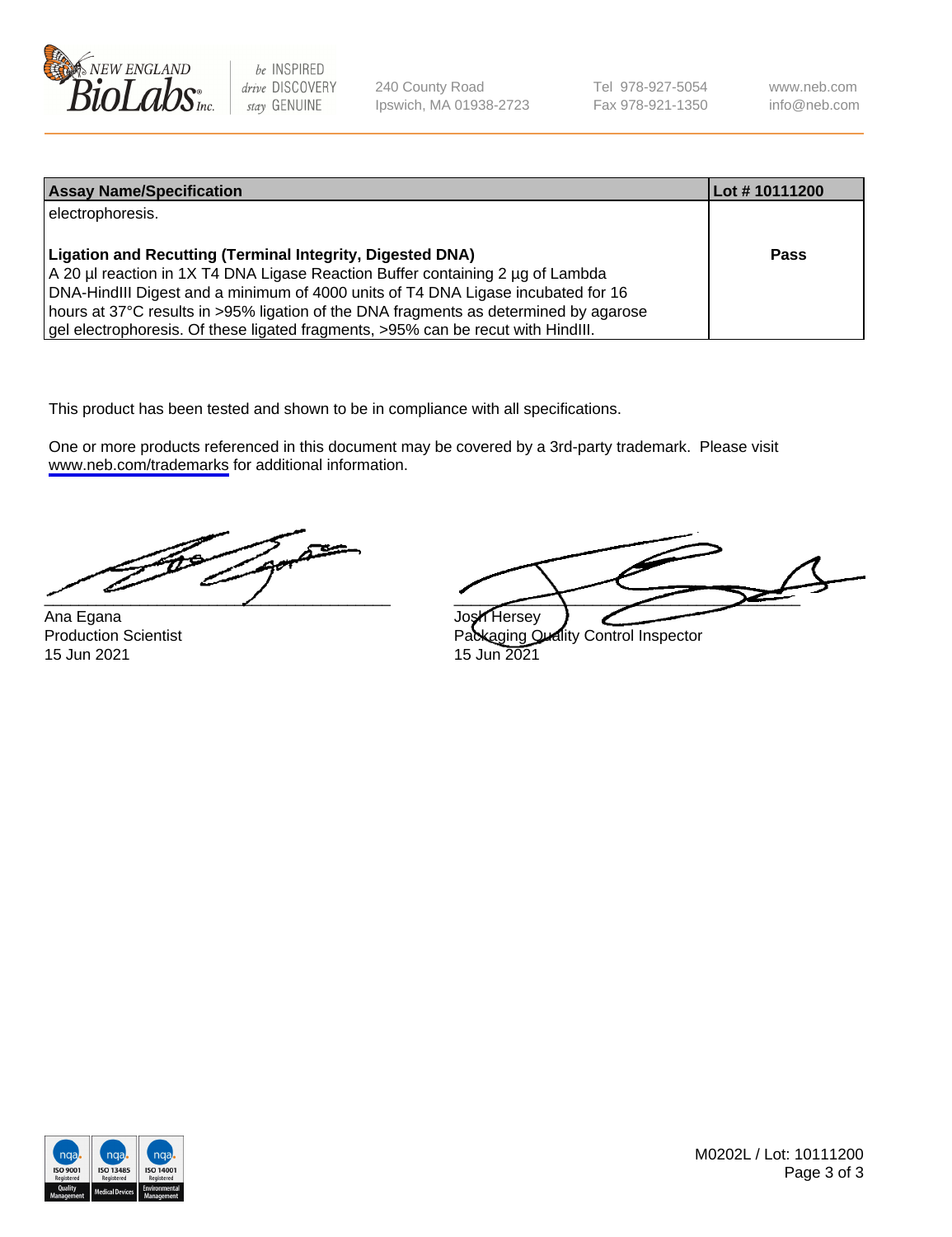| Assay Name/Specification | Lot # 10111200 |
|---|---|
| electrophoresis. | |
| **Ligation and Recutting (Terminal Integrity, Digested DNA)**<br>A 20 µl reaction in 1X T4 DNA Ligase Reaction Buffer containing 2 µg of Lambda DNA-HindIII Digest and a minimum of 4000 units of T4 DNA Ligase incubated for 16 hours at 37°C results in >95% ligation of the DNA fragments as determined by agarose gel electrophoresis. Of these ligated fragments, >95% can be recut with HindIII. | **Pass** |

This product has been tested and shown to be in compliance with all specifications.

One or more products referenced in this document may be covered by a 3rd-party trademark. Please visit www.neb.com/trademarks for additional information.

Ana Egana
Production Scientist
15 Jun 2021

Josh Hersey
Packaging Quality Control Inspector
15 Jun 2021

M0202L / Lot: 10111200